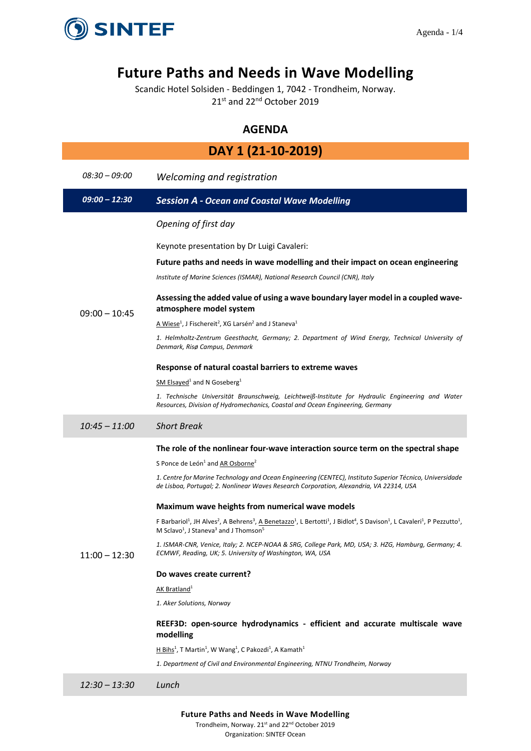# Future Paths and Needs in Wave Modelling

Scandic Hotel Solsiden - Beddingen 1, 7042 - Trondheim, Norway.
21st and 22nd October 2019

## AGENDA

## DAY 1 (21-10-2019)

| | |
|---|---|
| *08:30 – 09:00* | *Welcoming and registration* |
| ***09:00 – 12:30*** | ***Session A - Ocean and Coastal Wave Modelling*** |
| 09:00 – 10:45 | *Opening of first day*<br><br>Keynote presentation by Dr Luigi Cavaleri:<br>**Future paths and needs in wave modelling and their impact on ocean engineering**<br>*Institute of Marine Sciences (ISMAR), National Research Council (CNR), Italy*<br><br>**Assessing the added value of using a wave boundary layer model in a coupled wave-atmosphere model system**<br><u>A Wiese</u>[1], J Fischereit[2], XG Larsén[2] and J Staneva[1]<br>*1. Helmholtz-Zentrum Geesthacht, Germany; 2. Department of Wind Energy, Technical University of Denmark, Risø Campus, Denmark*<br><br>**Response of natural coastal barriers to extreme waves**<br><u>SM Elsayed</u>[1] and N Goseberg[1]<br>*1. Technische Universität Braunschweig, Leichtweiß-Institute for Hydraulic Engineering and Water Resources, Division of Hydromechanics, Coastal and Ocean Engineering, Germany* |
| *10:45 – 11:00* | *Short Break* |
| 11:00 – 12:30 | **The role of the nonlinear four-wave interaction source term on the spectral shape**<br>S Ponce de León[1] and <u>AR Osborne</u>[2]<br>*1. Centre for Marine Technology and Ocean Engineering (CENTEC), Instituto Superior Técnico, Universidade de Lisboa, Portugal; 2. Nonlinear Waves Research Corporation, Alexandria, VA 22314, USA*<br><br>**Maximum wave heights from numerical wave models**<br>F Barbariol[1], JH Alves[2], A Behrens[3], <u>A Benetazzo</u>[1], L Bertotti[1], J Bidlot[4], S Davison[1], L Cavaleri[1], P Pezzutto[1], M Sclavo[1], J Staneva[3] and J Thomson[5]<br>*1. ISMAR-CNR, Venice, Italy; 2. NCEP-NOAA & SRG, College Park, MD, USA; 3. HZG, Hamburg, Germany; 4. ECMWF, Reading, UK; 5. University of Washington, WA, USA*<br><br>**Do waves create current?**<br><u>AK Bratland</u>[1]<br>*1. Aker Solutions, Norway*<br><br>**REEF3D: open-source hydrodynamics - efficient and accurate multiscale wave modelling**<br><u>H Bihs</u>[1], T Martin[1], W Wang[1], C Pakozdi[1], A Kamath[1]<br>*1. Department of Civil and Environmental Engineering, NTNU Trondheim, Norway* |
| *12:30 – 13:30* | *Lunch* |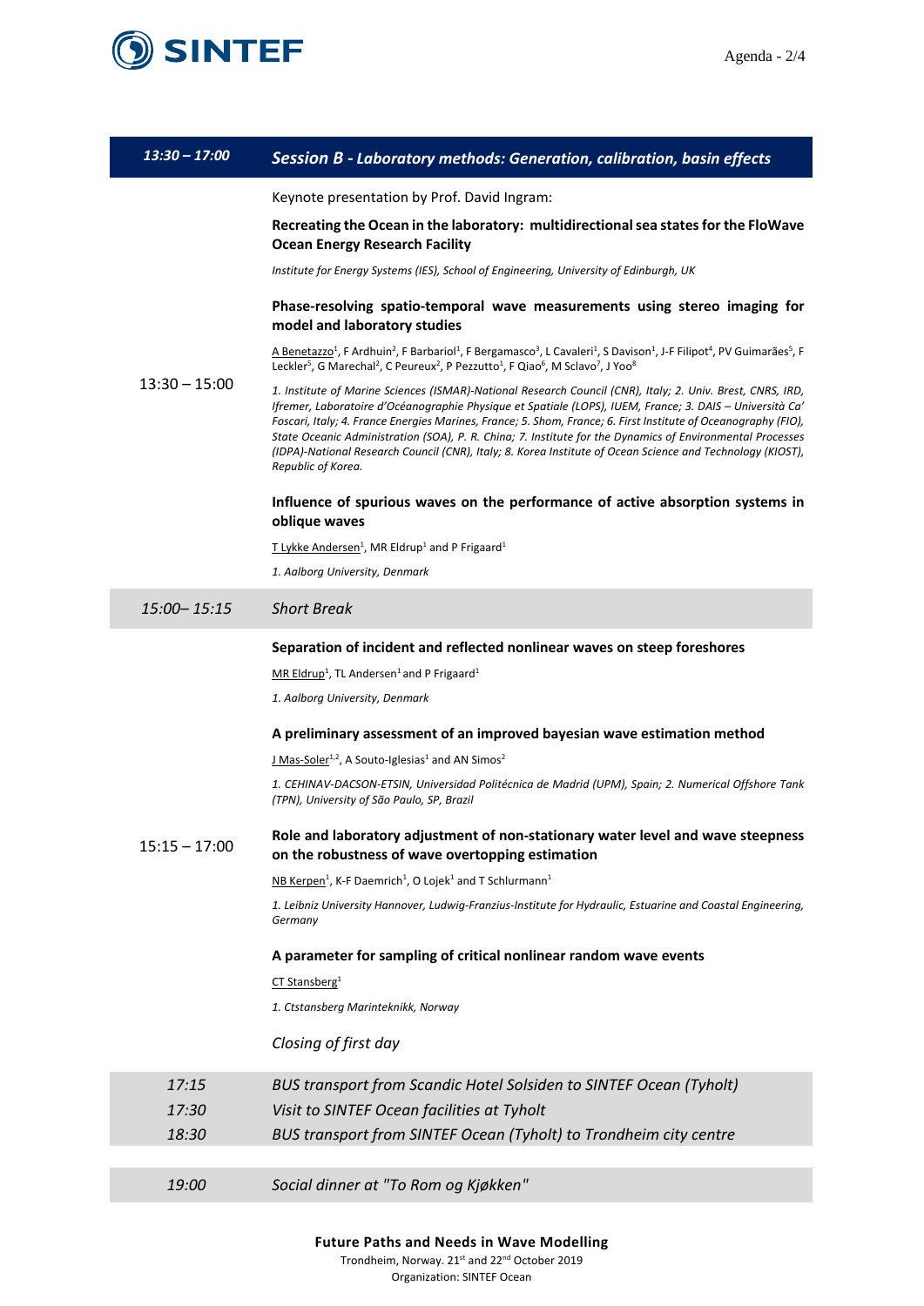| *13:30 – 17:00* | ***Session B - Laboratory methods: Generation, calibration, basin effects*** |
|---|---|

**13:30 – 15:00**

Keynote presentation by Prof. David Ingram:

**Recreating the Ocean in the laboratory: multidirectional sea states for the FloWave Ocean Energy Research Facility**

*Institute for Energy Systems (IES), School of Engineering, University of Edinburgh, UK*

**Phase-resolving spatio-temporal wave measurements using stereo imaging for model and laboratory studies**

A Benetazzo[1], F Ardhuin[2], F Barbariol[1], F Bergamasco[3], L Cavaleri[1], S Davison[1], J-F Filipot[4], PV Guimarães[5], F Leckler[5], G Marechal[2], C Peureux[2], P Pezzutto[1], F Qiao[6], M Sclavo[7], J Yoo[8]

*1. Institute of Marine Sciences (ISMAR)-National Research Council (CNR), Italy; 2. Univ. Brest, CNRS, IRD, Ifremer, Laboratoire d'Océanographie Physique et Spatiale (LOPS), IUEM, France; 3. DAIS – Università Ca' Foscari, Italy; 4. France Energies Marines, France; 5. Shom, France; 6. First Institute of Oceanography (FIO), State Oceanic Administration (SOA), P. R. China; 7. Institute for the Dynamics of Environmental Processes (IDPA)-National Research Council (CNR), Italy; 8. Korea Institute of Ocean Science and Technology (KIOST), Republic of Korea.*

**Influence of spurious waves on the performance of active absorption systems in oblique waves**

T Lykke Andersen[1], MR Eldrup[1] and P Frigaard[1]

*1. Aalborg University, Denmark*

| *15:00– 15:15* | *Short Break* |
|---|---|

**15:15 – 17:00**

**Separation of incident and reflected nonlinear waves on steep foreshores**

MR Eldrup[1], TL Andersen[1] and P Frigaard[1]

*1. Aalborg University, Denmark*

**A preliminary assessment of an improved bayesian wave estimation method**

J Mas-Soler[1,2], A Souto-Iglesias[1] and AN Simos[2]

*1. CEHINAV-DACSON-ETSIN, Universidad Politécnica de Madrid (UPM), Spain; 2. Numerical Offshore Tank (TPN), University of São Paulo, SP, Brazil*

**Role and laboratory adjustment of non-stationary water level and wave steepness on the robustness of wave overtopping estimation**

NB Kerpen[1], K-F Daemrich[1], O Lojek[1] and T Schlurmann[1]

*1. Leibniz University Hannover, Ludwig-Franzius-Institute for Hydraulic, Estuarine and Coastal Engineering, Germany*

**A parameter for sampling of critical nonlinear random wave events**

CT Stansberg[1]

*1. Ctstansberg Marinteknikk, Norway*

*Closing of first day*

| | |
|---|---|
| *17:15* | *BUS transport from Scandic Hotel Solsiden to SINTEF Ocean (Tyholt)* |
| *17:30* | *Visit to SINTEF Ocean facilities at Tyholt* |
| *18:30* | *BUS transport from SINTEF Ocean (Tyholt) to Trondheim city centre* |
| *19:00* | *Social dinner at "To Rom og Kjøkken"* |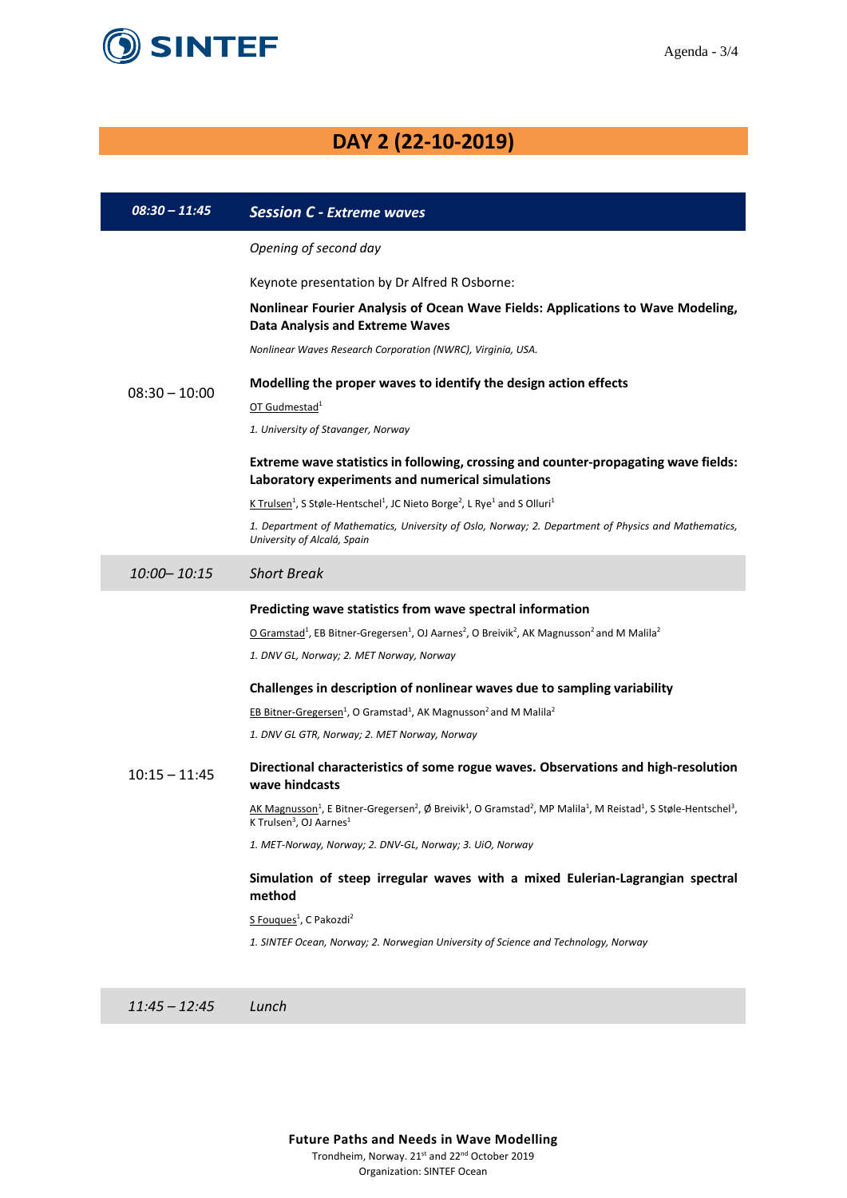# DAY 2 (22-10-2019)

| *08:30 – 11:45* | ***Session C - Extreme waves*** |
|---|---|
| 08:30 – 10:00 | *Opening of second day*<br><br>Keynote presentation by Dr Alfred R Osborne:<br><br>**Nonlinear Fourier Analysis of Ocean Wave Fields: Applications to Wave Modeling, Data Analysis and Extreme Waves**<br><br>*Nonlinear Waves Research Corporation (NWRC), Virginia, USA.*<br><br>**Modelling the proper waves to identify the design action effects**<br><br>OT Gudmestad[1]<br><br>*1. University of Stavanger, Norway*<br><br>**Extreme wave statistics in following, crossing and counter-propagating wave fields: Laboratory experiments and numerical simulations**<br><br>K Trulsen[1], S Støle-Hentschel[1], JC Nieto Borge[2], L Rye[1] and S Olluri[1]<br><br>*1. Department of Mathematics, University of Oslo, Norway; 2. Department of Physics and Mathematics, University of Alcalá, Spain* |
| *10:00– 10:15* | *Short Break* |
| 10:15 – 11:45 | **Predicting wave statistics from wave spectral information**<br><br>O Gramstad[1], EB Bitner-Gregersen[1], OJ Aarnes[2], O Breivik[2], AK Magnusson[2] and M Malila[2]<br><br>*1. DNV GL, Norway; 2. MET Norway, Norway*<br><br>**Challenges in description of nonlinear waves due to sampling variability**<br><br>EB Bitner-Gregersen[1], O Gramstad[1], AK Magnusson[2] and M Malila[2]<br><br>*1. DNV GL GTR, Norway; 2. MET Norway, Norway*<br><br>**Directional characteristics of some rogue waves. Observations and high-resolution wave hindcasts**<br><br>AK Magnusson[1], E Bitner-Gregersen[2], Ø Breivik[1], O Gramstad[2], MP Malila[1], M Reistad[1], S Støle-Hentschel[3], K Trulsen[3], OJ Aarnes[1]<br><br>*1. MET-Norway, Norway; 2. DNV-GL, Norway; 3. UiO, Norway*<br><br>**Simulation of steep irregular waves with a mixed Eulerian-Lagrangian spectral method**<br><br>S Fouques[1], C Pakozdi[2]<br><br>*1. SINTEF Ocean, Norway; 2. Norwegian University of Science and Technology, Norway* |
| *11:45 – 12:45* | *Lunch* |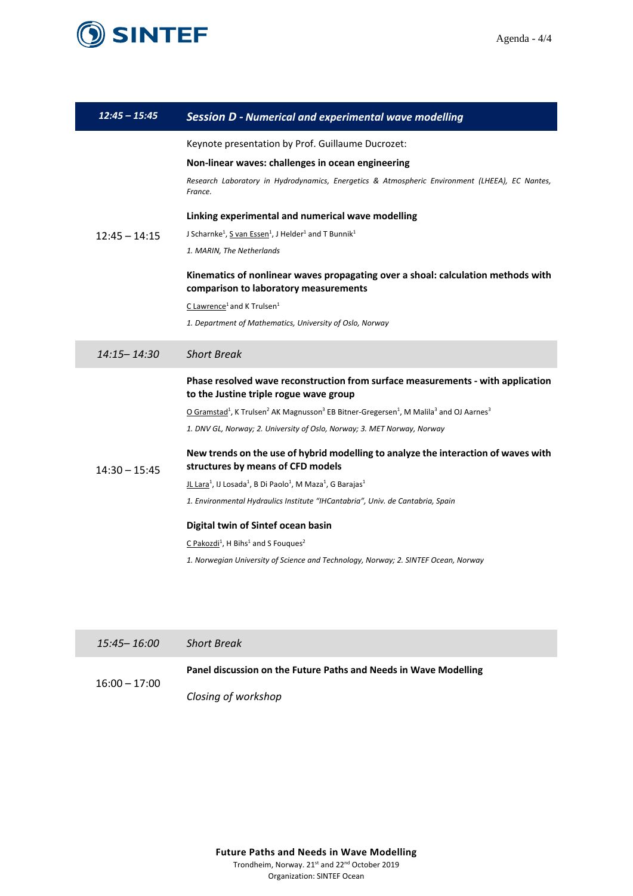| 12:45 – 15:45 | Session D - Numerical and experimental wave modelling |
| --- | --- |
| 12:45 – 14:15 | Keynote presentation by Prof. Guillaume Ducrozet:<br>**Non-linear waves: challenges in ocean engineering**<br>*Research Laboratory in Hydrodynamics, Energetics & Atmospheric Environment (LHEEA), EC Nantes, France.*<br><br>**Linking experimental and numerical wave modelling**<br>J Scharnke[1], S van Essen[1], J Helder[1] and T Bunnik[1]<br>*1. MARIN, The Netherlands*<br><br>**Kinematics of nonlinear waves propagating over a shoal: calculation methods with comparison to laboratory measurements**<br>C Lawrence[1] and K Trulsen[1]<br>*1. Department of Mathematics, University of Oslo, Norway* |
| *14:15– 14:30* | *Short Break* |
| 14:30 – 15:45 | **Phase resolved wave reconstruction from surface measurements - with application to the Justine triple rogue wave group**<br>O Gramstad[1], K Trulsen[2] AK Magnusson[3] EB Bitner-Gregersen[1], M Malila[3] and OJ Aarnes[3]<br>*1. DNV GL, Norway; 2. University of Oslo, Norway; 3. MET Norway, Norway*<br><br>**New trends on the use of hybrid modelling to analyze the interaction of waves with structures by means of CFD models**<br>JL Lara[1], IJ Losada[1], B Di Paolo[1], M Maza[1], G Barajas[1]<br>*1. Environmental Hydraulics Institute "IHCantabria", Univ. de Cantabria, Spain*<br><br>**Digital twin of Sintef ocean basin**<br>C Pakozdi[1], H Bihs[1] and S Fouques[2]<br>*1. Norwegian University of Science and Technology, Norway; 2. SINTEF Ocean, Norway* |

| | |
| --- | --- |
| *15:45– 16:00* | *Short Break* |
| 16:00 – 17:00 | **Panel discussion on the Future Paths and Needs in Wave Modelling**<br><br>*Closing of workshop* |

**Future Paths and Needs in Wave Modelling**
Trondheim, Norway. 21st and 22nd October 2019
Organization: SINTEF Ocean